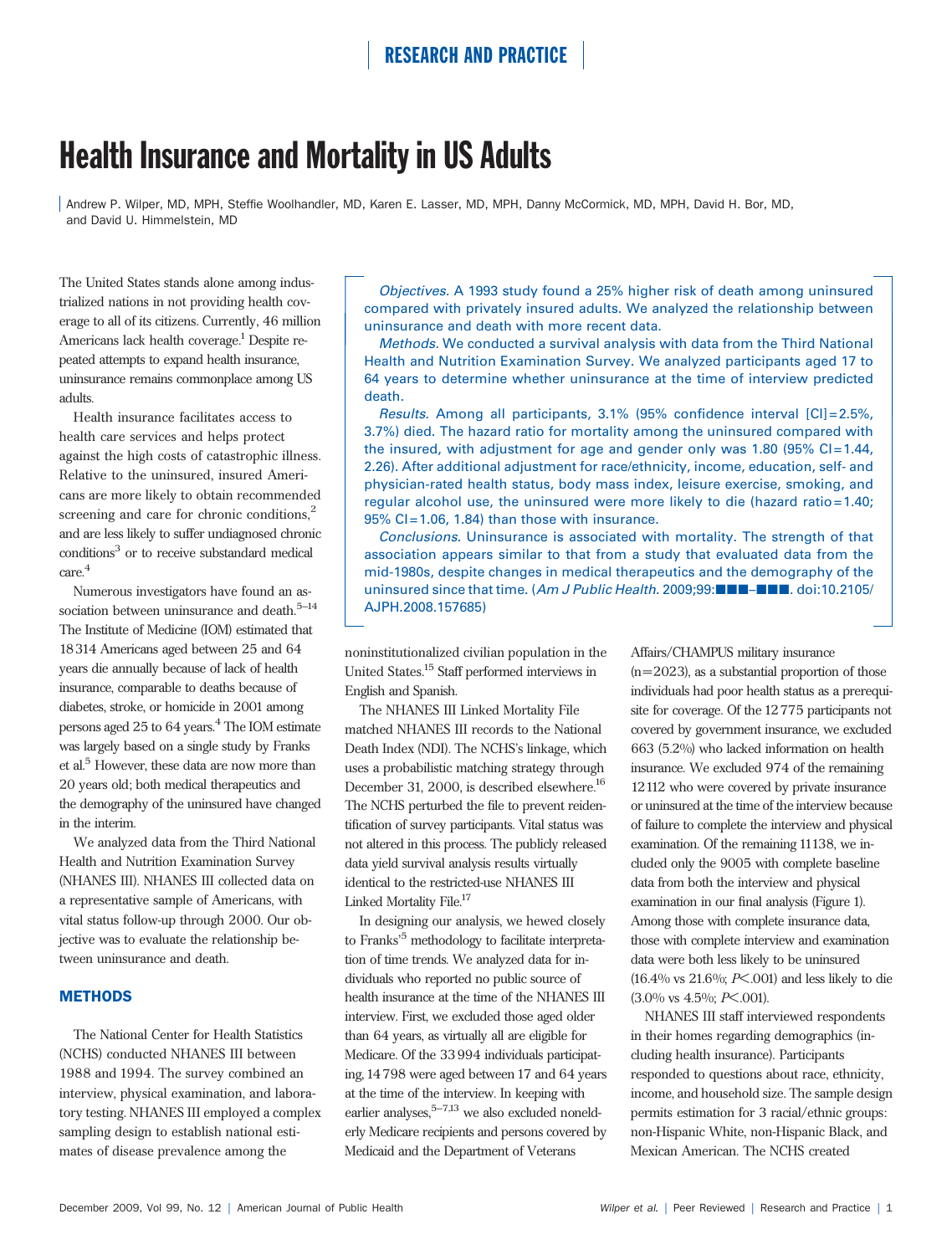# Health Insurance and Mortality in US Adults

Andrew P. Wilper, MD, MPH, Steffie Woolhandler, MD, Karen E. Lasser, MD, MPH, Danny McCormick, MD, MPH, David H. Bor, MD, and David U. Himmelstein, MD

*Objectives.* A 1993 study found a 25% higher risk of death among uninsured compared with privately insured adults. We analyzed the relationship between uninsurance and death with more recent data.

*Methods.* We conducted a survival analysis with data from the Third National Health and Nutrition Examination Survey. We analyzed participants aged 17 to 64 years to determine whether uninsurance at the time of interview predicted death.

*Results.* Among all participants, 3.1% (95% confidence interval [CI]=2.5%, 3.7%) died. The hazard ratio for mortality among the uninsured compared with the insured, with adjustment for age and gender only was 1.80 (95% CI=1.44, 2.26). After additional adjustment for race/ethnicity, income, education, self- and physician-rated health status, body mass index, leisure exercise, smoking, and regular alcohol use, the uninsured were more likely to die (hazard ratio=1.40; 95% CI=1.06, 1.84) than those with insurance.

*Conclusions.* Uninsurance is associated with mortality. The strength of that association appears similar to that from a study that evaluated data from the mid-1980s, despite changes in medical therapeutics and the demography of the uninsured since that time. (*Am J Public Health.* 2009;99:■■■–■■■. doi:10.2105/AJPH.2008.157685)

The United States stands alone among industrialized nations in not providing health coverage to all of its citizens. Currently, 46 million Americans lack health coverage.[1] Despite repeated attempts to expand health insurance, uninsurance remains commonplace among US adults.

Health insurance facilitates access to health care services and helps protect against the high costs of catastrophic illness. Relative to the uninsured, insured Americans are more likely to obtain recommended screening and care for chronic conditions,[2] and are less likely to suffer undiagnosed chronic conditions[3] or to receive substandard medical care.[4]

Numerous investigators have found an association between uninsurance and death.[5–14] The Institute of Medicine (IOM) estimated that 18314 Americans aged between 25 and 64 years die annually because of lack of health insurance, comparable to deaths because of diabetes, stroke, or homicide in 2001 among persons aged 25 to 64 years.[4] The IOM estimate was largely based on a single study by Franks et al.[5] However, these data are now more than 20 years old; both medical therapeutics and the demography of the uninsured have changed in the interim.

We analyzed data from the Third National Health and Nutrition Examination Survey (NHANES III). NHANES III collected data on a representative sample of Americans, with vital status follow-up through 2000. Our objective was to evaluate the relationship between uninsurance and death.

## METHODS

The National Center for Health Statistics (NCHS) conducted NHANES III between 1988 and 1994. The survey combined an interview, physical examination, and laboratory testing. NHANES III employed a complex sampling design to establish national estimates of disease prevalence among the noninstitutionalized civilian population in the United States.[15] Staff performed interviews in English and Spanish.

The NHANES III Linked Mortality File matched NHANES III records to the National Death Index (NDI). The NCHS's linkage, which uses a probabilistic matching strategy through December 31, 2000, is described elsewhere.[16] The NCHS perturbed the file to prevent reidentification of survey participants. Vital status was not altered in this process. The publicly released data yield survival analysis results virtually identical to the restricted-use NHANES III Linked Mortality File.[17]

In designing our analysis, we hewed closely to Franks'[5] methodology to facilitate interpretation of time trends. We analyzed data for individuals who reported no public source of health insurance at the time of the NHANES III interview. First, we excluded those aged older than 64 years, as virtually all are eligible for Medicare. Of the 33994 individuals participating, 14798 were aged between 17 and 64 years at the time of the interview. In keeping with earlier analyses,[5–7,13] we also excluded nonelderly Medicare recipients and persons covered by Medicaid and the Department of Veterans Affairs/CHAMPUS military insurance (n=2023), as a substantial proportion of those individuals had poor health status as a prerequisite for coverage. Of the 12775 participants not covered by government insurance, we excluded 663 (5.2%) who lacked information on health insurance. We excluded 974 of the remaining 12112 who were covered by private insurance or uninsured at the time of the interview because of failure to complete the interview and physical examination. Of the remaining 11138, we included only the 9005 with complete baseline data from both the interview and physical examination in our final analysis (Figure 1). Among those with complete insurance data, those with complete interview and examination data were both less likely to be uninsured (16.4% vs 21.6%; $P<.001$) and less likely to die (3.0% vs 4.5%; $P<.001$).

NHANES III staff interviewed respondents in their homes regarding demographics (including health insurance). Participants responded to questions about race, ethnicity, income, and household size. The sample design permits estimation for 3 racial/ethnic groups: non-Hispanic White, non-Hispanic Black, and Mexican American. The NCHS created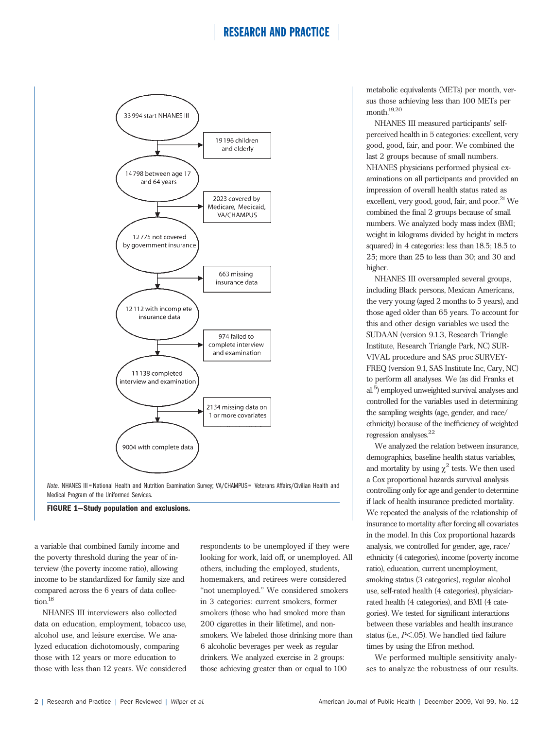33 994 start NHANES III

19 196 children and elderly

14 798 between age 17 and 64 years

2023 covered by Medicare, Medicaid, VA/CHAMPUS

12 775 not covered by government insurance

663 missing insurance data

12 112 with incomplete insurance data

974 failed to complete interview and examination

11 138 completed interview and examination

2134 missing data on 1 or more covariates

9004 with complete data

*Note.* NHANES III = National Health and Nutrition Examination Survey; VA/CHAMPUS = Veterans Affairs/Civilian Health and Medical Program of the Uniformed Services.

**FIGURE 1—Study population and exclusions.**

a variable that combined family income and the poverty threshold during the year of interview (the poverty income ratio), allowing income to be standardized for family size and compared across the 6 years of data collection.[18]

NHANES III interviewers also collected data on education, employment, tobacco use, alcohol use, and leisure exercise. We analyzed education dichotomously, comparing those with 12 years or more education to those with less than 12 years. We considered respondents to be unemployed if they were looking for work, laid off, or unemployed. All others, including the employed, students, homemakers, and retirees were considered "not unemployed." We considered smokers in 3 categories: current smokers, former smokers (those who had smoked more than 200 cigarettes in their lifetime), and nonsmokers. We labeled those drinking more than 6 alcoholic beverages per week as regular drinkers. We analyzed exercise in 2 groups: those achieving greater than or equal to 100 metabolic equivalents (METs) per month, versus those achieving less than 100 METs per month.[19,20]

NHANES III measured participants' self-perceived health in 5 categories: excellent, very good, good, fair, and poor. We combined the last 2 groups because of small numbers. NHANES physicians performed physical examinations on all participants and provided an impression of overall health status rated as excellent, very good, good, fair, and poor.[21] We combined the final 2 groups because of small numbers. We analyzed body mass index (BMI; weight in kilograms divided by height in meters squared) in 4 categories: less than 18.5; 18.5 to 25; more than 25 to less than 30; and 30 and higher.

NHANES III oversampled several groups, including Black persons, Mexican Americans, the very young (aged 2 months to 5 years), and those aged older than 65 years. To account for this and other design variables we used the SUDAAN (version 9.1.3, Research Triangle Institute, Research Triangle Park, NC) SURVIVAL procedure and SAS proc SURVEYFREQ (version 9.1, SAS Institute Inc, Cary, NC) to perform all analyses. We (as did Franks et al.[5]) employed unweighted survival analyses and controlled for the variables used in determining the sampling weights (age, gender, and race/ethnicity) because of the inefficiency of weighted regression analyses.[22]

We analyzed the relation between insurance, demographics, baseline health status variables, and mortality by using $\chi^2$ tests. We then used a Cox proportional hazards survival analysis controlling only for age and gender to determine if lack of health insurance predicted mortality. We repeated the analysis of the relationship of insurance to mortality after forcing all covariates in the model. In this Cox proportional hazards analysis, we controlled for gender, age, race/ethnicity (4 categories), income (poverty income ratio), education, current unemployment, smoking status (3 categories), regular alcohol use, self-rated health (4 categories), physician-rated health (4 categories), and BMI (4 categories). We tested for significant interactions between these variables and health insurance status (i.e., $P < .05$). We handled tied failure times by using the Efron method.

We performed multiple sensitivity analyses to analyze the robustness of our results.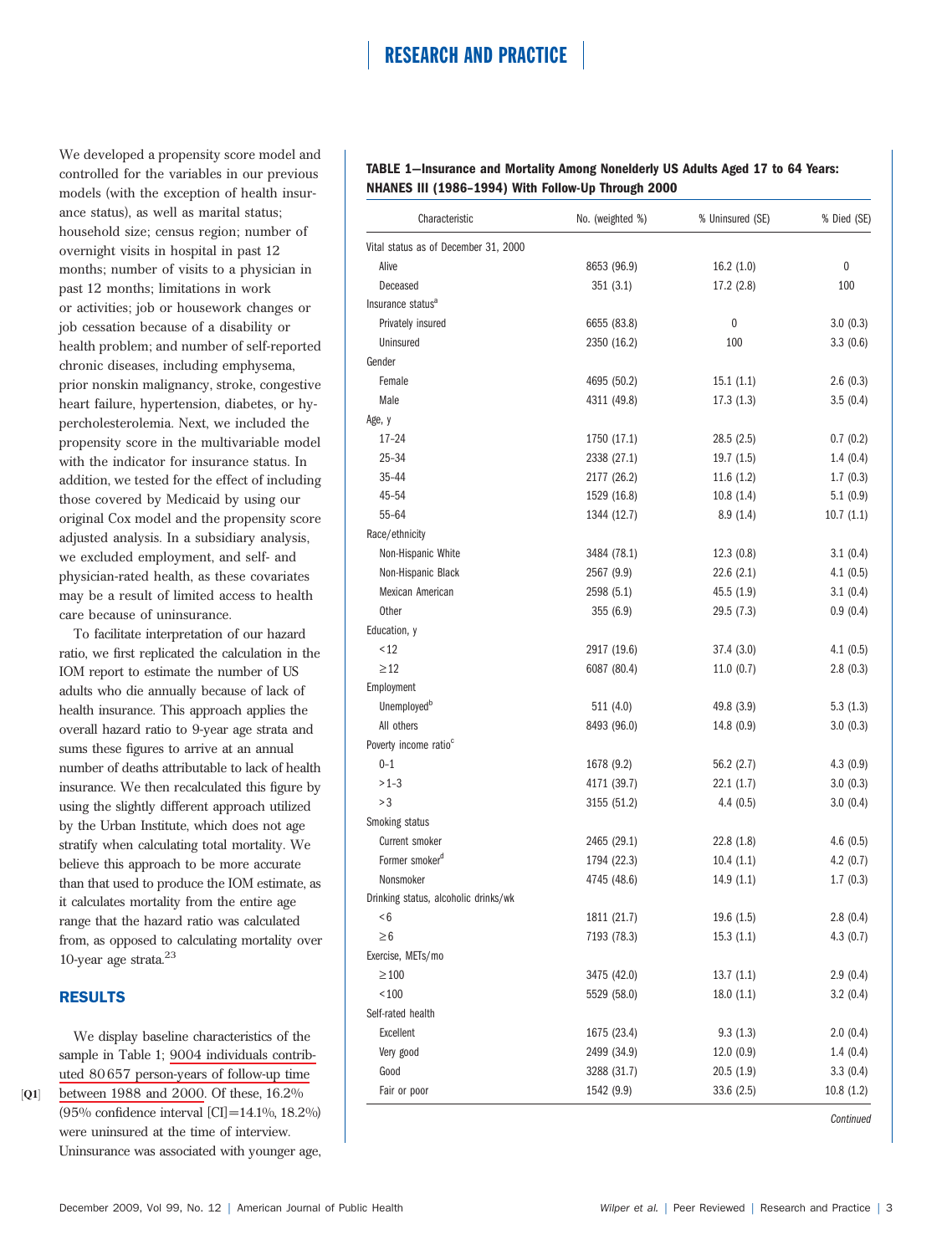We developed a propensity score model and controlled for the variables in our previous models (with the exception of health insurance status), as well as marital status; household size; census region; number of overnight visits in hospital in past 12 months; number of visits to a physician in past 12 months; limitations in work or activities; job or housework changes or job cessation because of a disability or health problem; and number of self-reported chronic diseases, including emphysema, prior nonskin malignancy, stroke, congestive heart failure, hypertension, diabetes, or hypercholesterolemia. Next, we included the propensity score in the multivariable model with the indicator for insurance status. In addition, we tested for the effect of including those covered by Medicaid by using our original Cox model and the propensity score adjusted analysis. In a subsidiary analysis, we excluded employment, and self- and physician-rated health, as these covariates may be a result of limited access to health care because of uninsurance.

To facilitate interpretation of our hazard ratio, we first replicated the calculation in the IOM report to estimate the number of US adults who die annually because of lack of health insurance. This approach applies the overall hazard ratio to 9-year age strata and sums these figures to arrive at an annual number of deaths attributable to lack of health insurance. We then recalculated this figure by using the slightly different approach utilized by the Urban Institute, which does not age stratify when calculating total mortality. We believe this approach to be more accurate than that used to produce the IOM estimate, as it calculates mortality from the entire age range that the hazard ratio was calculated from, as opposed to calculating mortality over 10-year age strata.[23]

## RESULTS

We display baseline characteristics of the sample in Table 1; 9004 individuals contributed 80 657 person-years of follow-up time between 1988 and 2000. [Q1] Of these, 16.2% (95% confidence interval [CI]=14.1%, 18.2%) were uninsured at the time of interview. Uninsurance was associated with younger age,

**TABLE 1—Insurance and Mortality Among Nonelderly US Adults Aged 17 to 64 Years: NHANES III (1986–1994) With Follow-Up Through 2000**

| Characteristic | No. (weighted %) | % Uninsured (SE) | % Died (SE) |
|---|---|---|---|
| Vital status as of December 31, 2000 | | | |
| Alive | 8653 (96.9) | 16.2 (1.0) | 0 |
| Deceased | 351 (3.1) | 17.2 (2.8) | 100 |
| Insurance status[a] | | | |
| Privately insured | 6655 (83.8) | 0 | 3.0 (0.3) |
| Uninsured | 2350 (16.2) | 100 | 3.3 (0.6) |
| Gender | | | |
| Female | 4695 (50.2) | 15.1 (1.1) | 2.6 (0.3) |
| Male | 4311 (49.8) | 17.3 (1.3) | 3.5 (0.4) |
| Age, y | | | |
| 17–24 | 1750 (17.1) | 28.5 (2.5) | 0.7 (0.2) |
| 25–34 | 2338 (27.1) | 19.7 (1.5) | 1.4 (0.4) |
| 35–44 | 2177 (26.2) | 11.6 (1.2) | 1.7 (0.3) |
| 45–54 | 1529 (16.8) | 10.8 (1.4) | 5.1 (0.9) |
| 55–64 | 1344 (12.7) | 8.9 (1.4) | 10.7 (1.1) |
| Race/ethnicity | | | |
| Non-Hispanic White | 3484 (78.1) | 12.3 (0.8) | 3.1 (0.4) |
| Non-Hispanic Black | 2567 (9.9) | 22.6 (2.1) | 4.1 (0.5) |
| Mexican American | 2598 (5.1) | 45.5 (1.9) | 3.1 (0.4) |
| Other | 355 (6.9) | 29.5 (7.3) | 0.9 (0.4) |
| Education, y | | | |
| <12 | 2917 (19.6) | 37.4 (3.0) | 4.1 (0.5) |
| ≥12 | 6087 (80.4) | 11.0 (0.7) | 2.8 (0.3) |
| Employment | | | |
| Unemployed[b] | 511 (4.0) | 49.8 (3.9) | 5.3 (1.3) |
| All others | 8493 (96.0) | 14.8 (0.9) | 3.0 (0.3) |
| Poverty income ratio[c] | | | |
| 0–1 | 1678 (9.2) | 56.2 (2.7) | 4.3 (0.9) |
| >1–3 | 4171 (39.7) | 22.1 (1.7) | 3.0 (0.3) |
| >3 | 3155 (51.2) | 4.4 (0.5) | 3.0 (0.4) |
| Smoking status | | | |
| Current smoker | 2465 (29.1) | 22.8 (1.8) | 4.6 (0.5) |
| Former smoker[d] | 1794 (22.3) | 10.4 (1.1) | 4.2 (0.7) |
| Nonsmoker | 4745 (48.6) | 14.9 (1.1) | 1.7 (0.3) |
| Drinking status, alcoholic drinks/wk | | | |
| <6 | 1811 (21.7) | 19.6 (1.5) | 2.8 (0.4) |
| ≥6 | 7193 (78.3) | 15.3 (1.1) | 4.3 (0.7) |
| Exercise, METs/mo | | | |
| ≥100 | 3475 (42.0) | 13.7 (1.1) | 2.9 (0.4) |
| <100 | 5529 (58.0) | 18.0 (1.1) | 3.2 (0.4) |
| Self-rated health | | | |
| Excellent | 1675 (23.4) | 9.3 (1.3) | 2.0 (0.4) |
| Very good | 2499 (34.9) | 12.0 (0.9) | 1.4 (0.4) |
| Good | 3288 (31.7) | 20.5 (1.9) | 3.3 (0.4) |
| Fair or poor | 1542 (9.9) | 33.6 (2.5) | 10.8 (1.2) |

*Continued*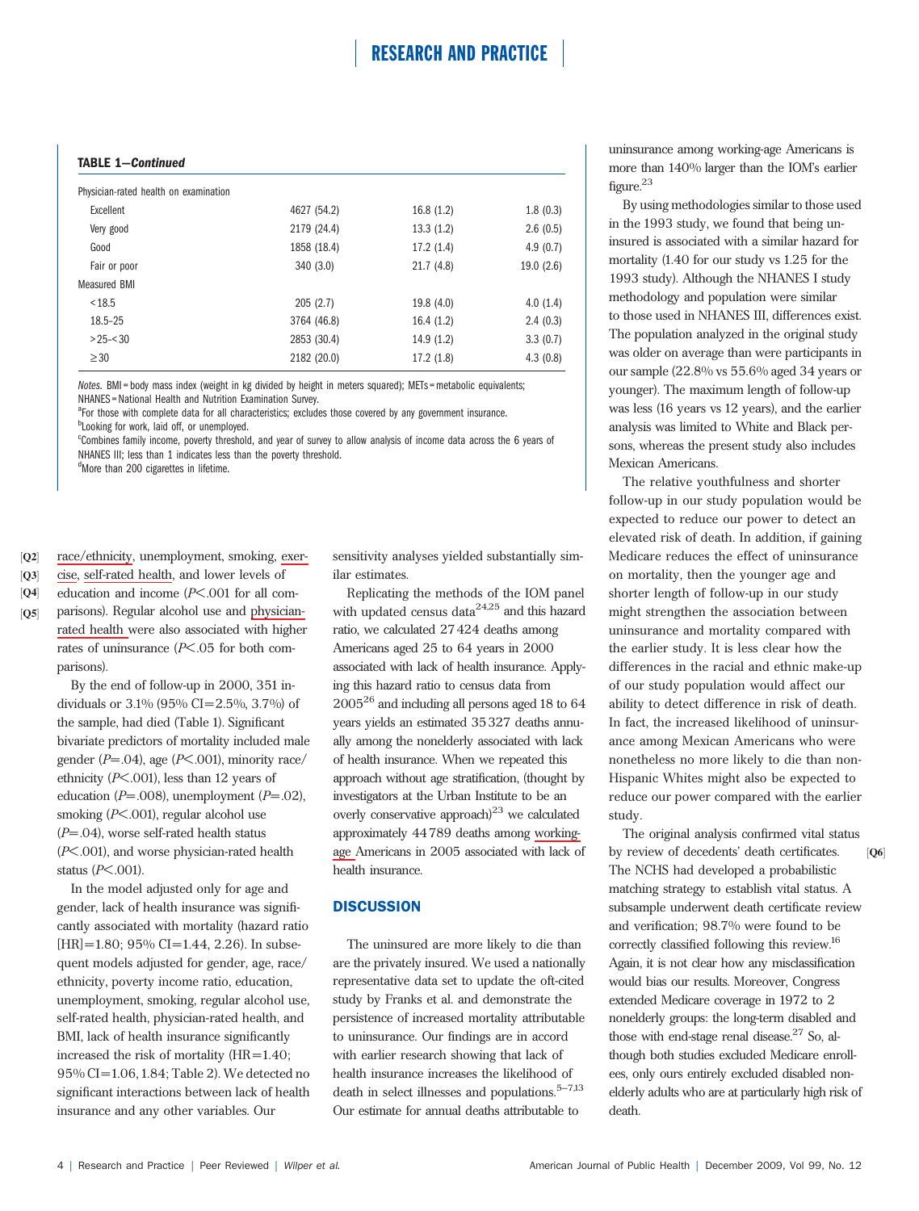**TABLE 1—Continued**

| | | | |
|---|---|---|---|
| Physician-rated health on examination | | | |
| Excellent | 4627 (54.2) | 16.8 (1.2) | 1.8 (0.3) |
| Very good | 2179 (24.4) | 13.3 (1.2) | 2.6 (0.5) |
| Good | 1858 (18.4) | 17.2 (1.4) | 4.9 (0.7) |
| Fair or poor | 340 (3.0) | 21.7 (4.8) | 19.0 (2.6) |
| Measured BMI | | | |
| <18.5 | 205 (2.7) | 19.8 (4.0) | 4.0 (1.4) |
| 18.5–25 | 3764 (46.8) | 16.4 (1.2) | 2.4 (0.3) |
| >25–<30 | 2853 (30.4) | 14.9 (1.2) | 3.3 (0.7) |
| ≥30 | 2182 (20.0) | 17.2 (1.8) | 4.3 (0.8) |

*Notes.* BMI = body mass index (weight in kg divided by height in meters squared); METs = metabolic equivalents; NHANES = National Health and Nutrition Examination Survey.

[a]For those with complete data for all characteristics; excludes those covered by any government insurance.

[b]Looking for work, laid off, or unemployed.

[c]Combines family income, poverty threshold, and year of survey to allow analysis of income data across the 6 years of NHANES III; less than 1 indicates less than the poverty threshold.

[d]More than 200 cigarettes in lifetime.

[Q2] race/ethnicity, unemployment, smoking, exer-[Q3] cise, self-rated health, and lower levels of [Q4] education and income ($P<.001$ for all com-[Q5] parisons). Regular alcohol use and physician-rated health were also associated with higher rates of uninsurance ($P<.05$ for both comparisons).

By the end of follow-up in 2000, 351 individuals or 3.1% (95% CI=2.5%, 3.7%) of the sample, had died (Table 1). Significant bivariate predictors of mortality included male gender ($P=.04$), age ($P<.001$), minority race/ethnicity ($P<.001$), less than 12 years of education ($P=.008$), unemployment ($P=.02$), smoking ($P<.001$), regular alcohol use ($P=.04$), worse self-rated health status ($P<.001$), and worse physician-rated health status ($P<.001$).

In the model adjusted only for age and gender, lack of health insurance was significantly associated with mortality (hazard ratio [HR]=1.80; 95% CI=1.44, 2.26). In subsequent models adjusted for gender, age, race/ethnicity, poverty income ratio, education, unemployment, smoking, regular alcohol use, self-rated health, physician-rated health, and BMI, lack of health insurance significantly increased the risk of mortality (HR=1.40; 95% CI=1.06, 1.84; Table 2). We detected no significant interactions between lack of health insurance and any other variables. Our sensitivity analyses yielded substantially similar estimates.

Replicating the methods of the IOM panel with updated census data[24,25] and this hazard ratio, we calculated 27 424 deaths among Americans aged 25 to 64 years in 2000 associated with lack of health insurance. Applying this hazard ratio to census data from 2005[26] and including all persons aged 18 to 64 years yields an estimated 35 327 deaths annually among the nonelderly associated with lack of health insurance. When we repeated this approach without age stratification, (thought by investigators at the Urban Institute to be an overly conservative approach)[23] we calculated approximately 44 789 deaths among working-age Americans in 2005 associated with lack of health insurance.

## DISCUSSION

The uninsured are more likely to die than are the privately insured. We used a nationally representative data set to update the oft-cited study by Franks et al. and demonstrate the persistence of increased mortality attributable to uninsurance. Our findings are in accord with earlier research showing that lack of health insurance increases the likelihood of death in select illnesses and populations.[5–7,13] Our estimate for annual deaths attributable to uninsurance among working-age Americans is more than 140% larger than the IOM's earlier figure.[23]

By using methodologies similar to those used in the 1993 study, we found that being uninsured is associated with a similar hazard for mortality (1.40 for our study vs 1.25 for the 1993 study). Although the NHANES I study methodology and population were similar to those used in NHANES III, differences exist. The population analyzed in the original study was older on average than were participants in our sample (22.8% vs 55.6% aged 34 years or younger). The maximum length of follow-up was less (16 years vs 12 years), and the earlier analysis was limited to White and Black persons, whereas the present study also includes Mexican Americans.

The relative youthfulness and shorter follow-up in our study population would be expected to reduce our power to detect an elevated risk of death. In addition, if gaining Medicare reduces the effect of uninsurance on mortality, then the younger age and shorter length of follow-up in our study might strengthen the association between uninsurance and mortality compared with the earlier study. It is less clear how the differences in the racial and ethnic make-up of our study population would affect our ability to detect difference in risk of death. In fact, the increased likelihood of uninsurance among Mexican Americans who were nonetheless no more likely to die than non-Hispanic Whites might also be expected to reduce our power compared with the earlier study.

The original analysis confirmed vital status by review of decedents' death certificates. [Q6] The NCHS had developed a probabilistic matching strategy to establish vital status. A subsample underwent death certificate review and verification; 98.7% were found to be correctly classified following this review.[16] Again, it is not clear how any misclassification would bias our results. Moreover, Congress extended Medicare coverage in 1972 to 2 nonelderly groups: the long-term disabled and those with end-stage renal disease.[27] So, although both studies excluded Medicare enrollees, only ours entirely excluded disabled nonelderly adults who are at particularly high risk of death.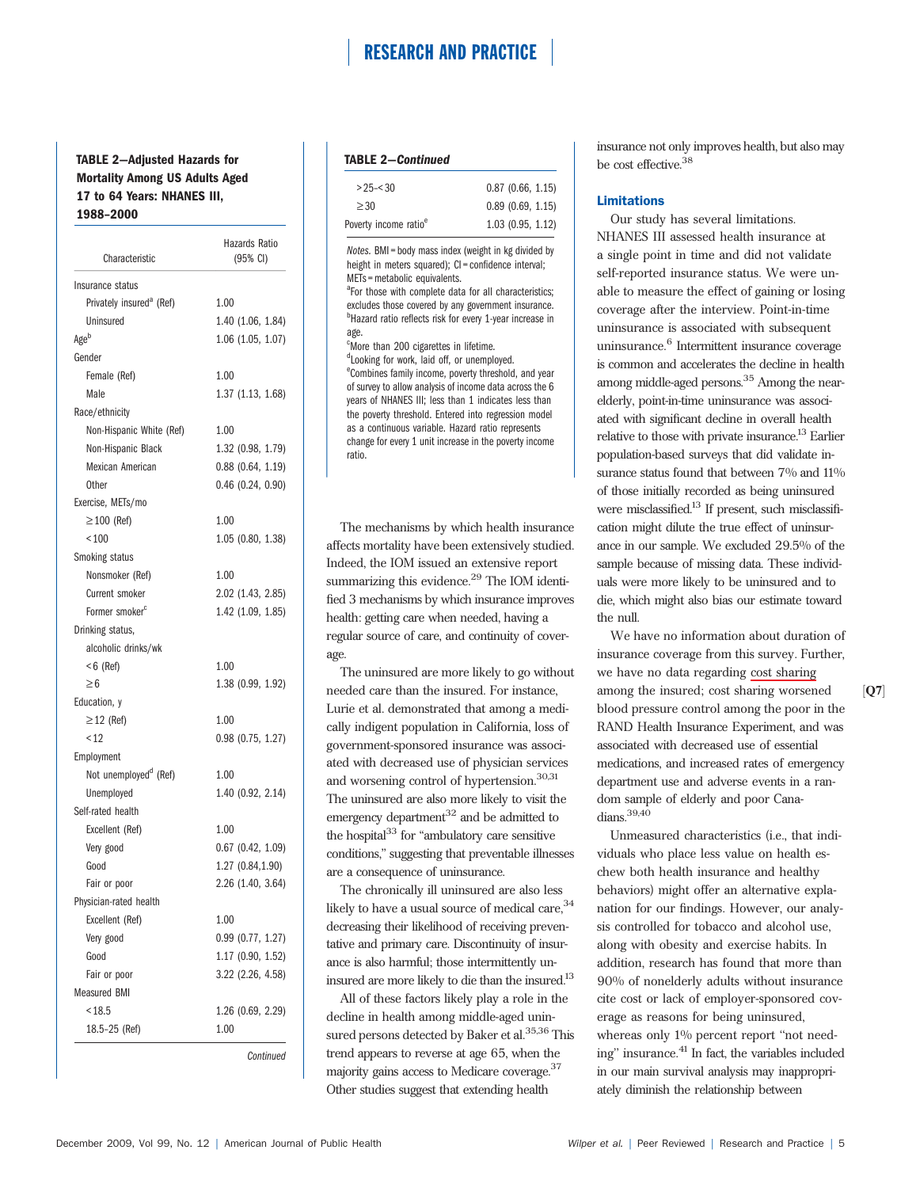**TABLE 2—Adjusted Hazards for Mortality Among US Adults Aged 17 to 64 Years: NHANES III, 1988–2000**

| Characteristic | Hazards Ratio (95% CI) |
|---|---|
| Insurance status | |
| Privately insured[a] (Ref) | 1.00 |
| Uninsured | 1.40 (1.06, 1.84) |
| Age[b] | 1.06 (1.05, 1.07) |
| Gender | |
| Female (Ref) | 1.00 |
| Male | 1.37 (1.13, 1.68) |
| Race/ethnicity | |
| Non-Hispanic White (Ref) | 1.00 |
| Non-Hispanic Black | 1.32 (0.98, 1.79) |
| Mexican American | 0.88 (0.64, 1.19) |
| Other | 0.46 (0.24, 0.90) |
| Exercise, METs/mo | |
| ≥100 (Ref) | 1.00 |
| <100 | 1.05 (0.80, 1.38) |
| Smoking status | |
| Nonsmoker (Ref) | 1.00 |
| Current smoker | 2.02 (1.43, 2.85) |
| Former smoker[c] | 1.42 (1.09, 1.85) |
| Drinking status, alcoholic drinks/wk | |
| <6 (Ref) | 1.00 |
| ≥6 | 1.38 (0.99, 1.92) |
| Education, y | |
| ≥12 (Ref) | 1.00 |
| <12 | 0.98 (0.75, 1.27) |
| Employment | |
| Not unemployed[d] (Ref) | 1.00 |
| Unemployed | 1.40 (0.92, 2.14) |
| Self-rated health | |
| Excellent (Ref) | 1.00 |
| Very good | 0.67 (0.42, 1.09) |
| Good | 1.27 (0.84,1.90) |
| Fair or poor | 2.26 (1.40, 3.64) |
| Physician-rated health | |
| Excellent (Ref) | 1.00 |
| Very good | 0.99 (0.77, 1.27) |
| Good | 1.17 (0.90, 1.52) |
| Fair or poor | 3.22 (2.26, 4.58) |
| Measured BMI | |
| <18.5 | 1.26 (0.69, 2.29) |
| 18.5–25 (Ref) | 1.00 |
| >25–<30 | 0.87 (0.66, 1.15) |
| ≥30 | 0.89 (0.69, 1.15) |
| Poverty income ratio[e] | 1.03 (0.95, 1.12) |

*Notes.* BMI = body mass index (weight in kg divided by height in meters squared); CI = confidence interval; METs = metabolic equivalents.
[a]For those with complete data for all characteristics; excludes those covered by any government insurance.
[b]Hazard ratio reflects risk for every 1-year increase in age.
[c]More than 200 cigarettes in lifetime.
[d]Looking for work, laid off, or unemployed.
[e]Combines family income, poverty threshold, and year of survey to allow analysis of income data across the 6 years of NHANES III; less than 1 indicates less than the poverty threshold. Entered into regression model as a continuous variable. Hazard ratio represents change for every 1 unit increase in the poverty income ratio.

The mechanisms by which health insurance affects mortality have been extensively studied. Indeed, the IOM issued an extensive report summarizing this evidence.[29] The IOM identified 3 mechanisms by which insurance improves health: getting care when needed, having a regular source of care, and continuity of coverage.

The uninsured are more likely to go without needed care than the insured. For instance, Lurie et al. demonstrated that among a medically indigent population in California, loss of government-sponsored insurance was associated with decreased use of physician services and worsening control of hypertension.[30,31] The uninsured are also more likely to visit the emergency department[32] and be admitted to the hospital[33] for "ambulatory care sensitive conditions," suggesting that preventable illnesses are a consequence of uninsurance.

The chronically ill uninsured are also less likely to have a usual source of medical care,[34] decreasing their likelihood of receiving preventative and primary care. Discontinuity of insurance is also harmful; those intermittently uninsured are more likely to die than the insured.[13]

All of these factors likely play a role in the decline in health among middle-aged uninsured persons detected by Baker et al.[35,36] This trend appears to reverse at age 65, when the majority gains access to Medicare coverage.[37] Other studies suggest that extending health insurance not only improves health, but also may be cost effective.[38]

## Limitations

Our study has several limitations. NHANES III assessed health insurance at a single point in time and did not validate self-reported insurance status. We were unable to measure the effect of gaining or losing coverage after the interview. Point-in-time uninsurance is associated with subsequent uninsurance.[6] Intermittent insurance coverage is common and accelerates the decline in health among middle-aged persons.[35] Among the near-elderly, point-in-time uninsurance was associated with significant decline in overall health relative to those with private insurance.[13] Earlier population-based surveys that did validate insurance status found that between 7% and 11% of those initially recorded as being uninsured were misclassified.[13] If present, such misclassification might dilute the true effect of uninsurance in our sample. We excluded 29.5% of the sample because of missing data. These individuals were more likely to be uninsured and to die, which might also bias our estimate toward the null.

We have no information about duration of insurance coverage from this survey. Further, we have no data regarding cost sharing among the insured; cost sharing worsened blood pressure control among the poor in the RAND Health Insurance Experiment, and was associated with decreased use of essential medications, and increased rates of emergency department use and adverse events in a random sample of elderly and poor Canadians.[39,40] [Q7]

Unmeasured characteristics (i.e., that individuals who place less value on health eschew both health insurance and healthy behaviors) might offer an alternative explanation for our findings. However, our analysis controlled for tobacco and alcohol use, along with obesity and exercise habits. In addition, research has found that more than 90% of nonelderly adults without insurance cite cost or lack of employer-sponsored coverage as reasons for being uninsured, whereas only 1% percent report "not needing" insurance.[41] In fact, the variables included in our main survival analysis may inappropriately diminish the relationship between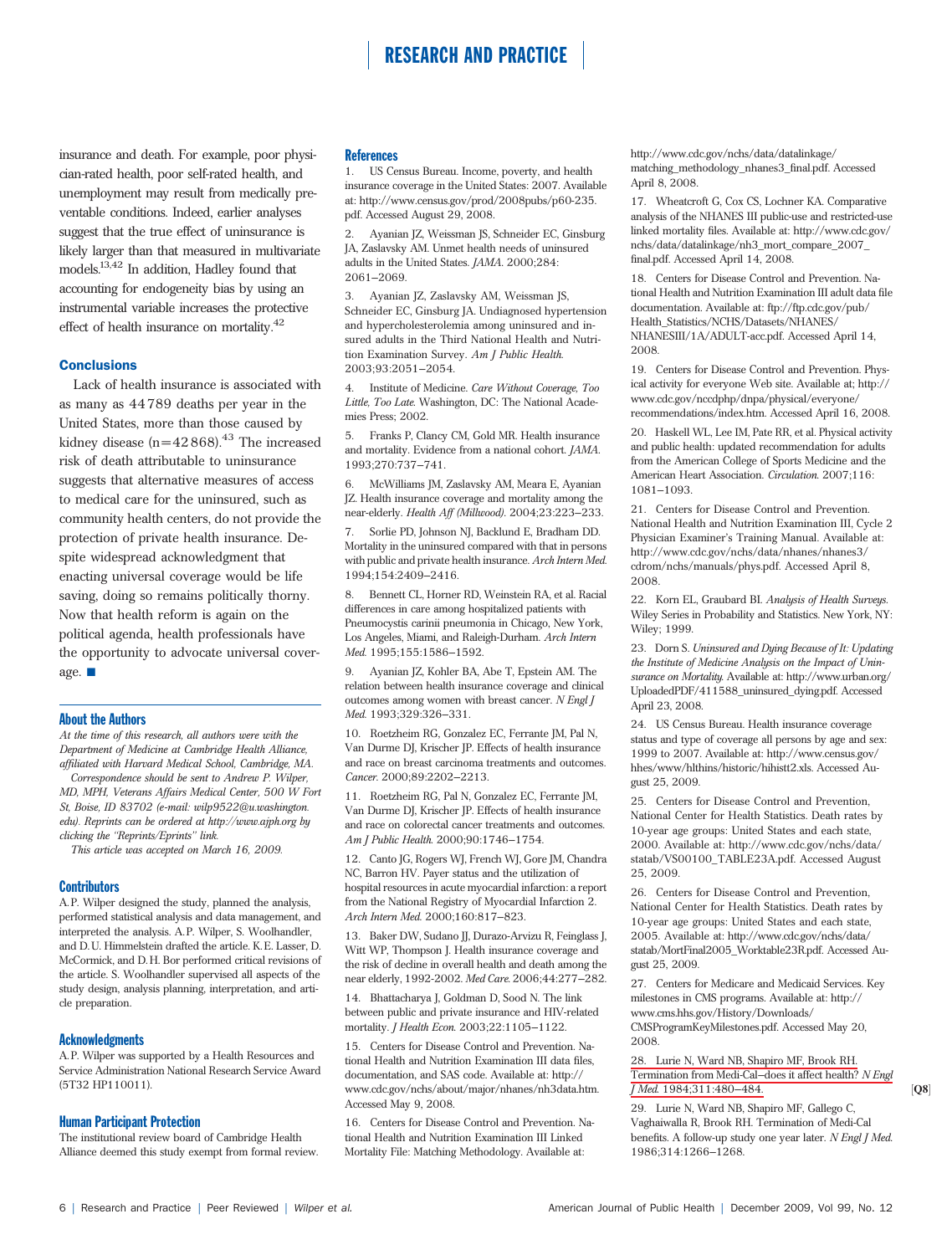insurance and death. For example, poor physician-rated health, poor self-rated health, and unemployment may result from medically preventable conditions. Indeed, earlier analyses suggest that the true effect of uninsurance is likely larger than that measured in multivariate models.[13,42] In addition, Hadley found that accounting for endogeneity bias by using an instrumental variable increases the protective effect of health insurance on mortality.[42]

### Conclusions

Lack of health insurance is associated with as many as 44 789 deaths per year in the United States, more than those caused by kidney disease (n=42 868).[43] The increased risk of death attributable to uninsurance suggests that alternative measures of access to medical care for the uninsured, such as community health centers, do not provide the protection of private health insurance. Despite widespread acknowledgment that enacting universal coverage would be life saving, doing so remains politically thorny. Now that health reform is again on the political agenda, health professionals have the opportunity to advocate universal coverage. ■

### About the Authors

*At the time of this research, all authors were with the Department of Medicine at Cambridge Health Alliance, affiliated with Harvard Medical School, Cambridge, MA.*

*Correspondence should be sent to Andrew P. Wilper, MD, MPH, Veterans Affairs Medical Center, 500 W Fort St, Boise, ID 83702 (e-mail: wilp9522@u.washington.edu). Reprints can be ordered at http://www.ajph.org by clicking the "Reprints/Eprints" link.*

*This article was accepted on March 16, 2009.*

### Contributors

A.P. Wilper designed the study, planned the analysis, performed statistical analysis and data management, and interpreted the analysis. A.P. Wilper, S. Woolhandler, and D.U. Himmelstein drafted the article. K.E. Lasser, D. McCormick, and D.H. Bor performed critical revisions of the article. S. Woolhandler supervised all aspects of the study design, analysis planning, interpretation, and article preparation.

### Acknowledgments

A.P. Wilper was supported by a Health Resources and Service Administration National Research Service Award (5T32 HP110011).

### Human Participant Protection

The institutional review board of Cambridge Health Alliance deemed this study exempt from formal review.

### References

1. US Census Bureau. Income, poverty, and health insurance coverage in the United States: 2007. Available at: http://www.census.gov/prod/2008pubs/p60-235.pdf. Accessed August 29, 2008.
2. Ayanian JZ, Weissman JS, Schneider EC, Ginsburg JA, Zaslavsky AM. Unmet health needs of uninsured adults in the United States. *JAMA*. 2000;284:2061–2069.
3. Ayanian JZ, Zaslavsky AM, Weissman JS, Schneider EC, Ginsburg JA. Undiagnosed hypertension and hypercholesterolemia among uninsured and insured adults in the Third National Health and Nutrition Examination Survey. *Am J Public Health*. 2003;93:2051–2054.
4. Institute of Medicine. *Care Without Coverage, Too Little, Too Late*. Washington, DC: The National Academies Press; 2002.
5. Franks P, Clancy CM, Gold MR. Health insurance and mortality. Evidence from a national cohort. *JAMA*. 1993;270:737–741.
6. McWilliams JM, Zaslavsky AM, Meara E, Ayanian JZ. Health insurance coverage and mortality among the near-elderly. *Health Aff (Millwood)*. 2004;23:223–233.
7. Sorlie PD, Johnson NJ, Backlund E, Bradham DD. Mortality in the uninsured compared with that in persons with public and private health insurance. *Arch Intern Med*. 1994;154:2409–2416.
8. Bennett CL, Horner RD, Weinstein RA, et al. Racial differences in care among hospitalized patients with Pneumocystis carinii pneumonia in Chicago, New York, Los Angeles, Miami, and Raleigh-Durham. *Arch Intern Med*. 1995;155:1586–1592.
9. Ayanian JZ, Kohler BA, Abe T, Epstein AM. The relation between health insurance coverage and clinical outcomes among women with breast cancer. *N Engl J Med*. 1993;329:326–331.
10. Roetzheim RG, Gonzalez EC, Ferrante JM, Pal N, Van Durme DJ, Krischer JP. Effects of health insurance and race on breast carcinoma treatments and outcomes. *Cancer*. 2000;89:2202–2213.
11. Roetzheim RG, Pal N, Gonzalez EC, Ferrante JM, Van Durme DJ, Krischer JP. Effects of health insurance and race on colorectal cancer treatments and outcomes. *Am J Public Health*. 2000;90:1746–1754.
12. Canto JG, Rogers WJ, French WJ, Gore JM, Chandra NC, Barron HV. Payer status and the utilization of hospital resources in acute myocardial infarction: a report from the National Registry of Myocardial Infarction 2. *Arch Intern Med*. 2000;160:817–823.
13. Baker DW, Sudano JJ, Durazo-Arvizu R, Feinglass J, Witt WP, Thompson J. Health insurance coverage and the risk of decline in overall health and death among the near elderly, 1992-2002. *Med Care*. 2006;44:277–282.
14. Bhattacharya J, Goldman D, Sood N. The link between public and private insurance and HIV-related mortality. *J Health Econ*. 2003;22:1105–1122.
15. Centers for Disease Control and Prevention. National Health and Nutrition Examination III data files, documentation, and SAS code. Available at: http://www.cdc.gov/nchs/about/major/nhanes/nh3data.htm. Accessed May 9, 2008.
16. Centers for Disease Control and Prevention. National Health and Nutrition Examination III Linked Mortality File: Matching Methodology. Available at: http://www.cdc.gov/nchs/data/datalinkage/matching_methodology_nhanes3_final.pdf. Accessed April 8, 2008.
17. Wheatcroft G, Cox CS, Lochner KA. Comparative analysis of the NHANES III public-use and restricted-use linked mortality files. Available at: http://www.cdc.gov/nchs/data/datalinkage/nh3_mort_compare_2007_final.pdf. Accessed April 14, 2008.
18. Centers for Disease Control and Prevention. National Health and Nutrition Examination III adult data file documentation. Available at: ftp://ftp.cdc.gov/pub/Health_Statistics/NCHS/Datasets/NHANES/NHANESIII/1A/ADULT-acc.pdf. Accessed April 14, 2008.
19. Centers for Disease Control and Prevention. Physical activity for everyone Web site. Available at; http://www.cdc.gov/nccdphp/dnpa/physical/everyone/recommendations/index.htm. Accessed April 16, 2008.
20. Haskell WL, Lee IM, Pate RR, et al. Physical activity and public health: updated recommendation for adults from the American College of Sports Medicine and the American Heart Association. *Circulation*. 2007;116:1081–1093.
21. Centers for Disease Control and Prevention. National Health and Nutrition Examination III, Cycle 2 Physician Examiner's Training Manual. Available at: http://www.cdc.gov/nchs/data/nhanes/nhanes3/cdrom/nchs/manuals/phys.pdf. Accessed April 8, 2008.
22. Korn EL, Graubard BI. *Analysis of Health Surveys*. Wiley Series in Probability and Statistics. New York, NY: Wiley; 1999.
23. Dorn S. *Uninsured and Dying Because of It: Updating the Institute of Medicine Analysis on the Impact of Uninsurance on Mortality*. Available at: http://www.urban.org/UploadedPDF/411588_uninsured_dying.pdf. Accessed April 23, 2008.
24. US Census Bureau. Health insurance coverage status and type of coverage all persons by age and sex: 1999 to 2007. Available at: http://www.census.gov/hhes/www/hlthins/historic/hihistt2.xls. Accessed August 25, 2009.
25. Centers for Disease Control and Prevention, National Center for Health Statistics. Death rates by 10-year age groups: United States and each state, 2000. Available at: http://www.cdc.gov/nchs/data/statab/VS00100_TABLE23A.pdf. Accessed August 25, 2009.
26. Centers for Disease Control and Prevention, National Center for Health Statistics. Death rates by 10-year age groups: United States and each state, 2005. Available at: http://www.cdc.gov/nchs/data/statab/MortFinal2005_Worktable23R.pdf. Accessed August 25, 2009.
27. Centers for Medicare and Medicaid Services. Key milestones in CMS programs. Available at: http://www.cms.hhs.gov/History/Downloads/CMSProgramKeyMilestones.pdf. Accessed May 20, 2008.
28. Lurie N, Ward NB, Shapiro MF, Brook RH. Termination from Medi-Cal—does it affect health? *N Engl J Med*. 1984;311:480–484. [Q8]
29. Lurie N, Ward NB, Shapiro MF, Gallego C, Vaghaiwalla R, Brook RH. Termination of Medi-Cal benefits. A follow-up study one year later. *N Engl J Med*. 1986;314:1266–1268.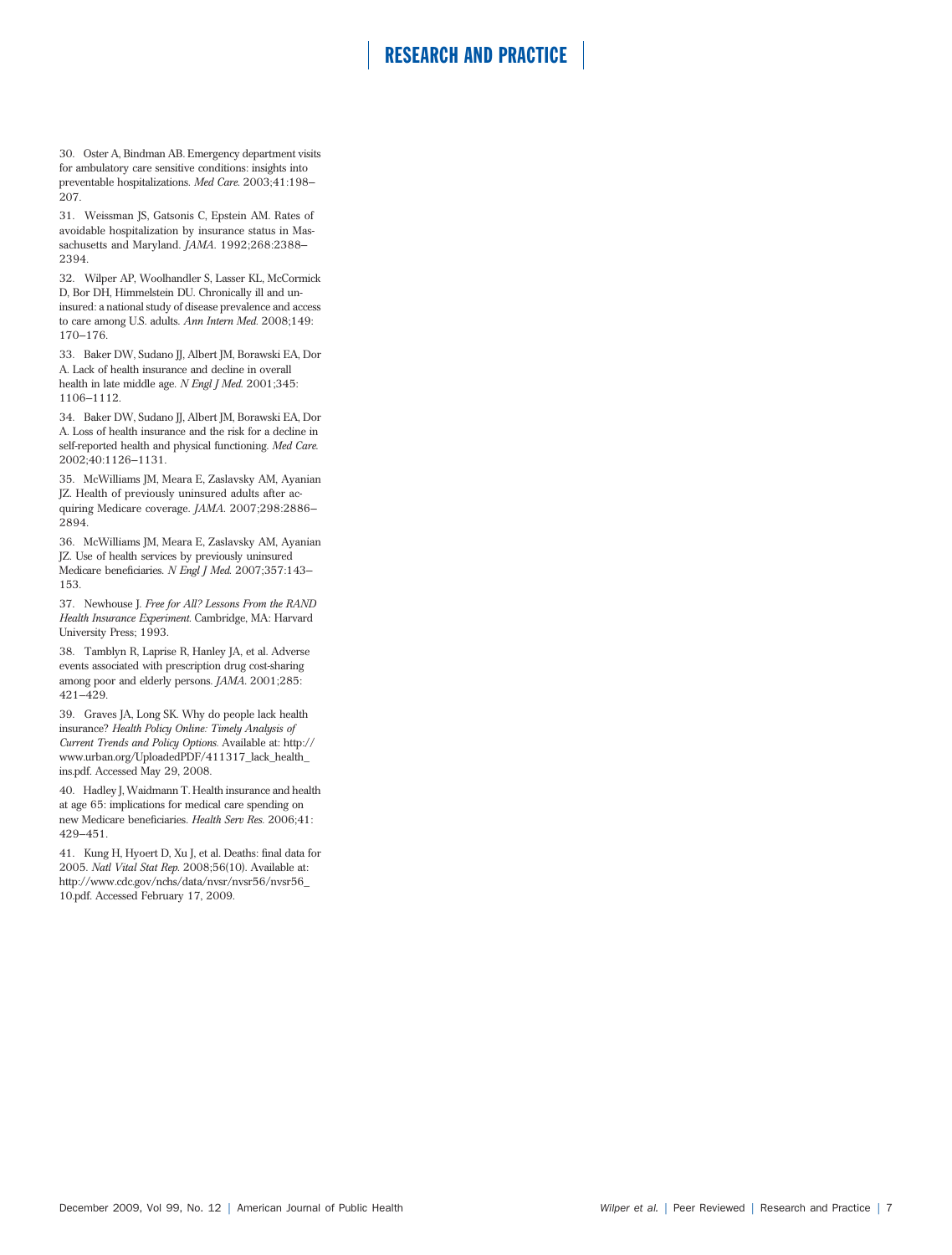30. Oster A, Bindman AB. Emergency department visits for ambulatory care sensitive conditions: insights into preventable hospitalizations. *Med Care.* 2003;41:198–207.

31. Weissman JS, Gatsonis C, Epstein AM. Rates of avoidable hospitalization by insurance status in Massachusetts and Maryland. *JAMA.* 1992;268:2388–2394.

32. Wilper AP, Woolhandler S, Lasser KL, McCormick D, Bor DH, Himmelstein DU. Chronically ill and uninsured: a national study of disease prevalence and access to care among U.S. adults. *Ann Intern Med.* 2008;149: 170–176.

33. Baker DW, Sudano JJ, Albert JM, Borawski EA, Dor A. Lack of health insurance and decline in overall health in late middle age. *N Engl J Med.* 2001;345: 1106–1112.

34. Baker DW, Sudano JJ, Albert JM, Borawski EA, Dor A. Loss of health insurance and the risk for a decline in self-reported health and physical functioning. *Med Care.* 2002;40:1126–1131.

35. McWilliams JM, Meara E, Zaslavsky AM, Ayanian JZ. Health of previously uninsured adults after acquiring Medicare coverage. *JAMA.* 2007;298:2886–2894.

36. McWilliams JM, Meara E, Zaslavsky AM, Ayanian JZ. Use of health services by previously uninsured Medicare beneficiaries. *N Engl J Med.* 2007;357:143–153.

37. Newhouse J. *Free for All? Lessons From the RAND Health Insurance Experiment.* Cambridge, MA: Harvard University Press; 1993.

38. Tamblyn R, Laprise R, Hanley JA, et al. Adverse events associated with prescription drug cost-sharing among poor and elderly persons. *JAMA.* 2001;285: 421–429.

39. Graves JA, Long SK. Why do people lack health insurance? *Health Policy Online: Timely Analysis of Current Trends and Policy Options.* Available at: http://www.urban.org/UploadedPDF/411317_lack_health_ins.pdf. Accessed May 29, 2008.

40. Hadley J, Waidmann T. Health insurance and health at age 65: implications for medical care spending on new Medicare beneficiaries. *Health Serv Res.* 2006;41: 429–451.

41. Kung H, Hyoert D, Xu J, et al. Deaths: final data for 2005. *Natl Vital Stat Rep.* 2008;56(10). Available at: http://www.cdc.gov/nchs/data/nvsr/nvsr56/nvsr56_10.pdf. Accessed February 17, 2009.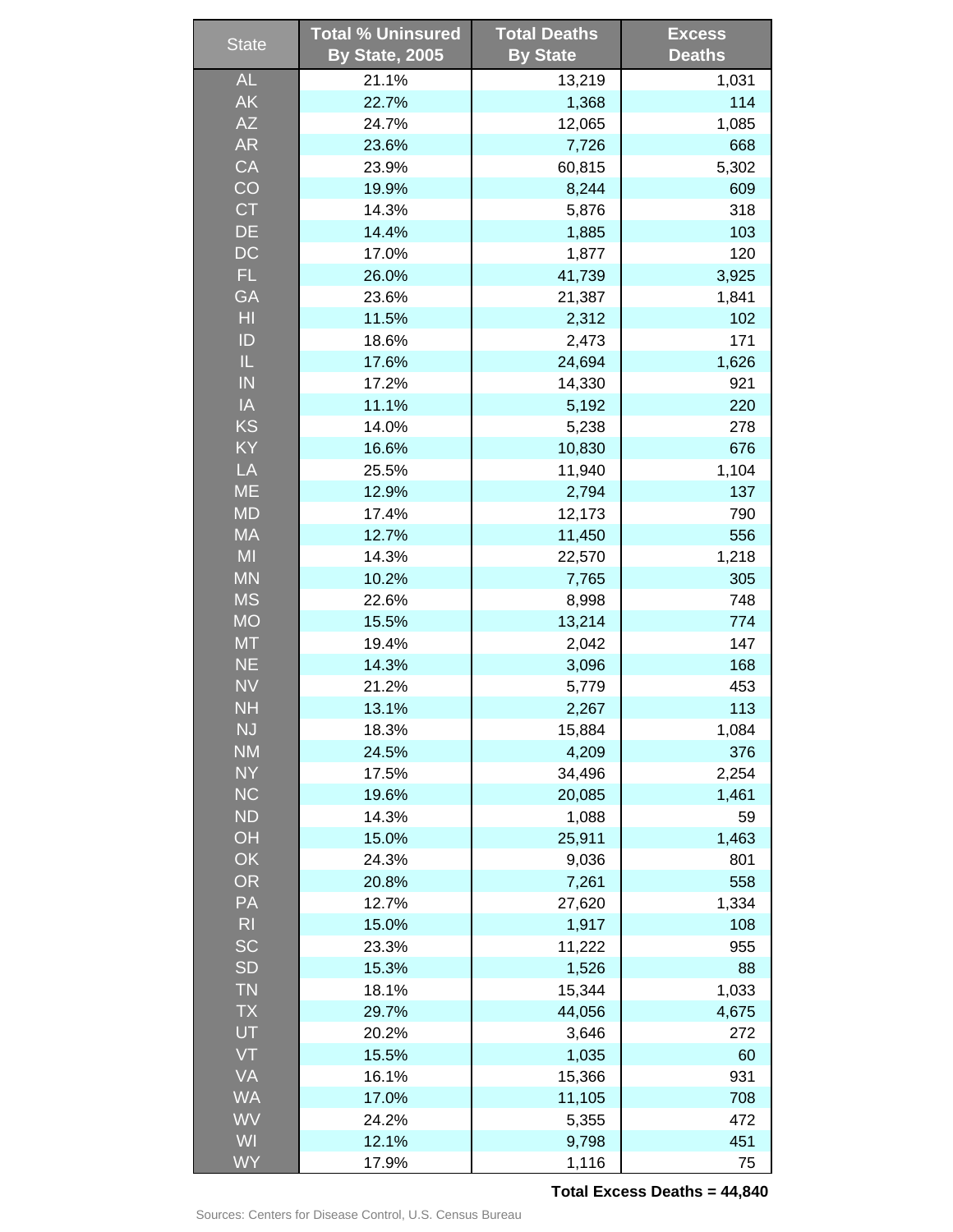| State | Total % Uninsured By State, 2005 | Total Deaths By State | Excess Deaths |
|---|---|---|---|
| AL | 21.1% | 13,219 | 1,031 |
| AK | 22.7% | 1,368 | 114 |
| AZ | 24.7% | 12,065 | 1,085 |
| AR | 23.6% | 7,726 | 668 |
| CA | 23.9% | 60,815 | 5,302 |
| CO | 19.9% | 8,244 | 609 |
| CT | 14.3% | 5,876 | 318 |
| DE | 14.4% | 1,885 | 103 |
| DC | 17.0% | 1,877 | 120 |
| FL | 26.0% | 41,739 | 3,925 |
| GA | 23.6% | 21,387 | 1,841 |
| HI | 11.5% | 2,312 | 102 |
| ID | 18.6% | 2,473 | 171 |
| IL | 17.6% | 24,694 | 1,626 |
| IN | 17.2% | 14,330 | 921 |
| IA | 11.1% | 5,192 | 220 |
| KS | 14.0% | 5,238 | 278 |
| KY | 16.6% | 10,830 | 676 |
| LA | 25.5% | 11,940 | 1,104 |
| ME | 12.9% | 2,794 | 137 |
| MD | 17.4% | 12,173 | 790 |
| MA | 12.7% | 11,450 | 556 |
| MI | 14.3% | 22,570 | 1,218 |
| MN | 10.2% | 7,765 | 305 |
| MS | 22.6% | 8,998 | 748 |
| MO | 15.5% | 13,214 | 774 |
| MT | 19.4% | 2,042 | 147 |
| NE | 14.3% | 3,096 | 168 |
| NV | 21.2% | 5,779 | 453 |
| NH | 13.1% | 2,267 | 113 |
| NJ | 18.3% | 15,884 | 1,084 |
| NM | 24.5% | 4,209 | 376 |
| NY | 17.5% | 34,496 | 2,254 |
| NC | 19.6% | 20,085 | 1,461 |
| ND | 14.3% | 1,088 | 59 |
| OH | 15.0% | 25,911 | 1,463 |
| OK | 24.3% | 9,036 | 801 |
| OR | 20.8% | 7,261 | 558 |
| PA | 12.7% | 27,620 | 1,334 |
| RI | 15.0% | 1,917 | 108 |
| SC | 23.3% | 11,222 | 955 |
| SD | 15.3% | 1,526 | 88 |
| TN | 18.1% | 15,344 | 1,033 |
| TX | 29.7% | 44,056 | 4,675 |
| UT | 20.2% | 3,646 | 272 |
| VT | 15.5% | 1,035 | 60 |
| VA | 16.1% | 15,366 | 931 |
| WA | 17.0% | 11,105 | 708 |
| WV | 24.2% | 5,355 | 472 |
| WI | 12.1% | 9,798 | 451 |
| WY | 17.9% | 1,116 | 75 |

**Total Excess Deaths = 44,840**

Sources: Centers for Disease Control, U.S. Census Bureau